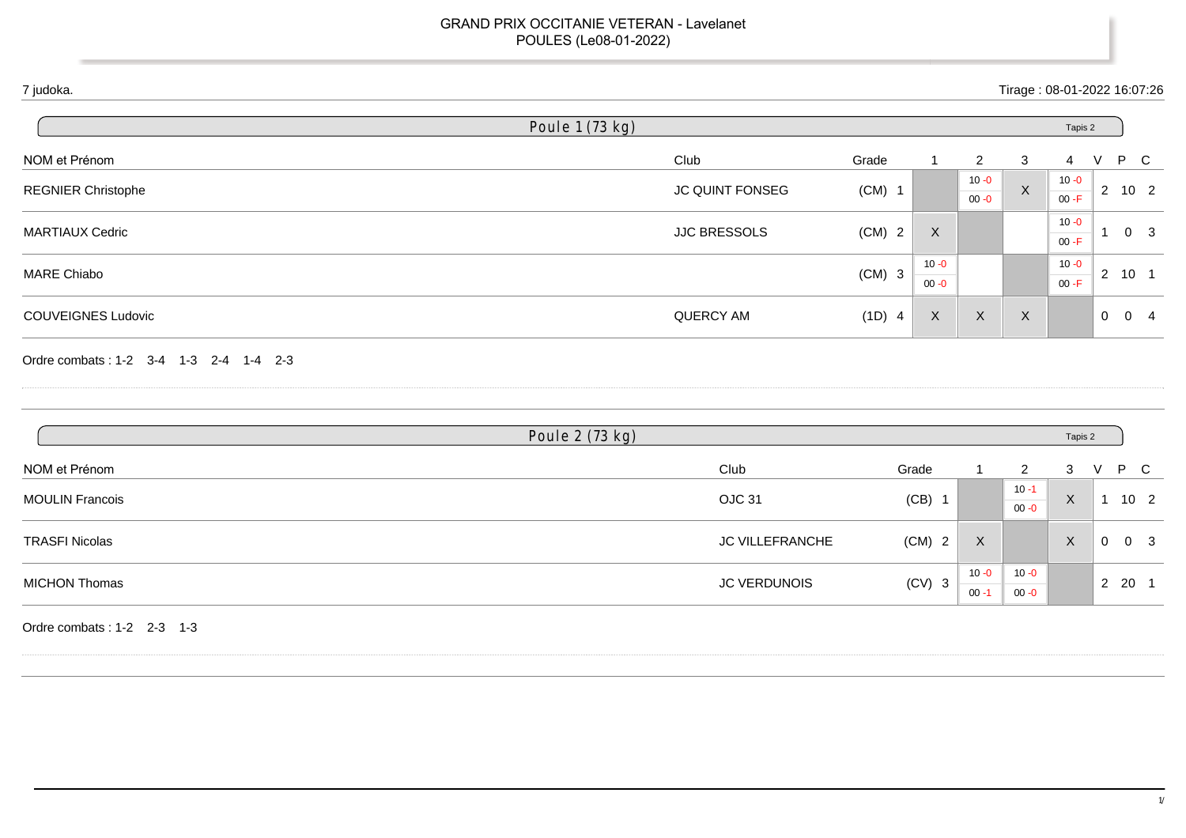# GRAND PRIX OCCITANIE VETERAN - Lavelanet
## POULES (Le08-01-2022)

7 judoka.

Tirage : 08-01-2022 16:07:26

### Poule 1 (73 kg)

Tapis 2

| NOM et Prénom | Club | Grade | 1 | 2 | 3 | 4 | V | P | C |
|---|---|---|---|---|---|---|---|---|---|
| REGNIER Christophe | JC QUINT FONSEG | (CM) 1 | | 10 -0 / 00 -0 | X | 10 -0 / 00 -F | 2 | 10 | 2 |
| MARTIAUX Cedric | JJC BRESSOLS | (CM) 2 | X | | | 10 -0 / 00 -F | 1 | 0 | 3 |
| MARE Chiabo | | (CM) 3 | 10 -0 / 00 -0 | | | 10 -0 / 00 -F | 2 | 10 | 1 |
| COUVEIGNES Ludovic | QUERCY AM | (1D) 4 | X | X | X | | 0 | 0 | 4 |

Ordre combats : 1-2 3-4 1-3 2-4 1-4 2-3

### Poule 2 (73 kg)

Tapis 2

| NOM et Prénom | Club | Grade | 1 | 2 | 3 | V | P | C |
|---|---|---|---|---|---|---|---|---|
| MOULIN Francois | OJC 31 | (CB) 1 | | 10 -1 / 00 -0 | X | 1 | 10 | 2 |
| TRASFI Nicolas | JC VILLEFRANCHE | (CM) 2 | X | | X | 0 | 0 | 3 |
| MICHON Thomas | JC VERDUNOIS | (CV) 3 | 10 -0 / 00 -1 | 10 -0 / 00 -0 | | 2 | 20 | 1 |

Ordre combats : 1-2 2-3 1-3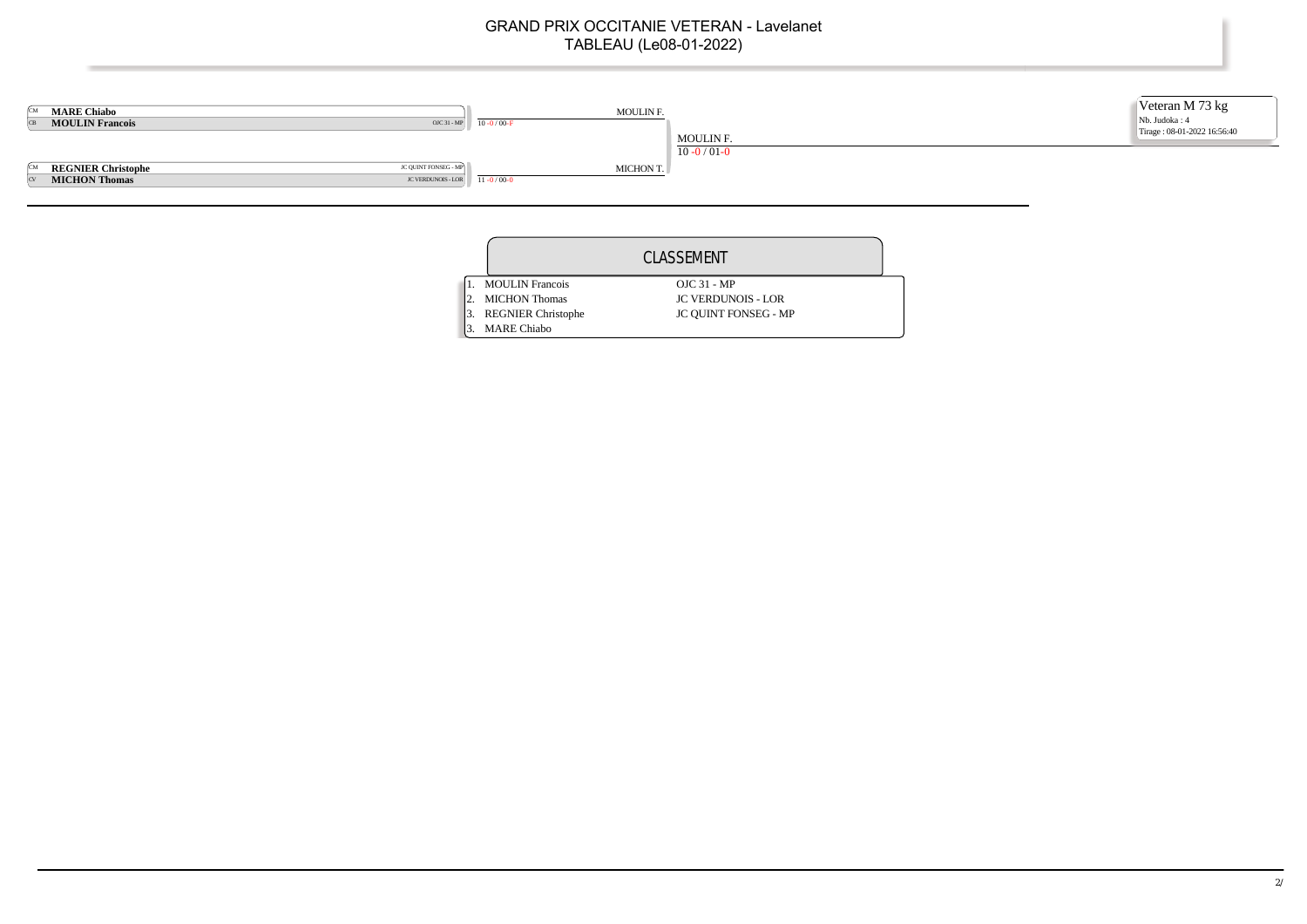# GRAND PRIX OCCITANIE VETERAN - Lavelanet

## TABLEAU (Le08-01-2022)

**Veteran M 73 kg**
Nb. Judoka : 4
Tirage : 08-01-2022 16:56:40

| Combattant | Club | Tour 1 | Finale |
|---|---|---|---|
| CM **MARE Chiabo** | | | |
| CB **MOULIN Francois** | OJC 31 - MP | MOULIN F. 10 -0 / 00-F | MOULIN F. 10 -0 / 01-0 |
| CM **REGNIER Christophe** | JC QUINT FONSEG - MP | | |
| CV **MICHON Thomas** | JC VERDUNOIS - LOR | MICHON T. 11 -0 / 00-0 | |

## CLASSEMENT

| Rang | Nom | Club |
|---|---|---|
| 1. | MOULIN Francois | OJC 31 - MP |
| 2. | MICHON Thomas | JC VERDUNOIS - LOR |
| 3. | REGNIER Christophe | JC QUINT FONSEG - MP |
| 3. | MARE Chiabo | |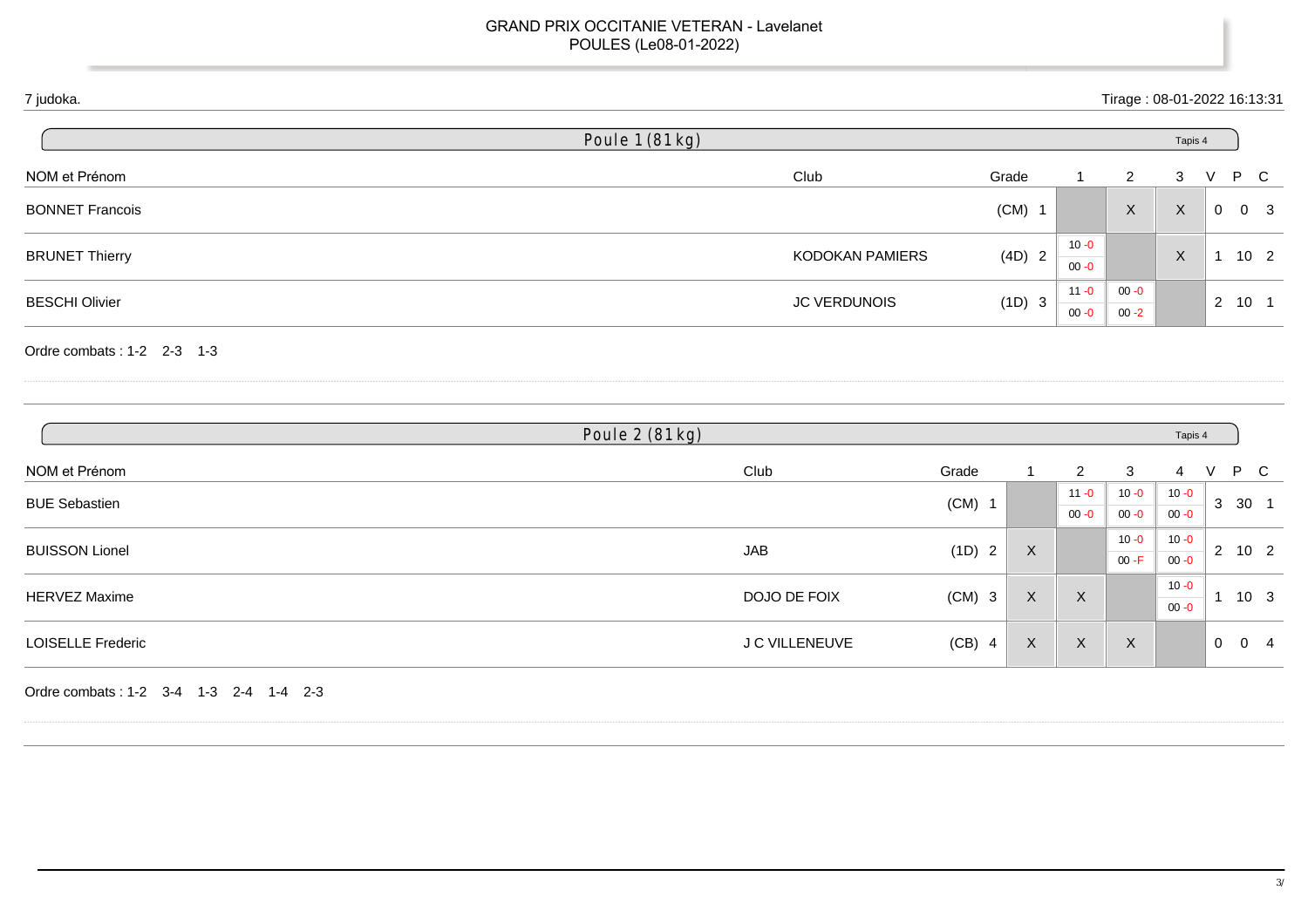GRAND PRIX OCCITANIE VETERAN - Lavelanet
POULES (Le08-01-2022)

7 judoka.

Tirage : 08-01-2022 16:13:31

## Poule 1 (81 kg)

Tapis 4

| NOM et Prénom | Club | Grade | 1 | 2 | 3 | V | P | C |
|---|---|---|---|---|---|---|---|---|
| BONNET Francois | | (CM) 1 | | X | X | 0 | 0 | 3 |
| BRUNET Thierry | KODOKAN PAMIERS | (4D) 2 | 10 -0 / 00 -0 | | X | 1 | 10 | 2 |
| BESCHI Olivier | JC VERDUNOIS | (1D) 3 | 11 -0 / 00 -0 | 00 -0 / 00 -2 | | 2 | 10 | 1 |

Ordre combats : 1-2 2-3 1-3

## Poule 2 (81 kg)

Tapis 4

| NOM et Prénom | Club | Grade | 1 | 2 | 3 | 4 | V | P | C |
|---|---|---|---|---|---|---|---|---|---|
| BUE Sebastien | | (CM) 1 | | 11 -0 / 00 -0 | 10 -0 / 00 -0 | 10 -0 / 00 -0 | 3 | 30 | 1 |
| BUISSON Lionel | JAB | (1D) 2 | X | | 10 -0 / 00 -F | 10 -0 / 00 -0 | 2 | 10 | 2 |
| HERVEZ Maxime | DOJO DE FOIX | (CM) 3 | X | X | | 10 -0 / 00 -0 | 1 | 10 | 3 |
| LOISELLE Frederic | J C VILLENEUVE | (CB) 4 | X | X | X | | 0 | 0 | 4 |

Ordre combats : 1-2 3-4 1-3 2-4 1-4 2-3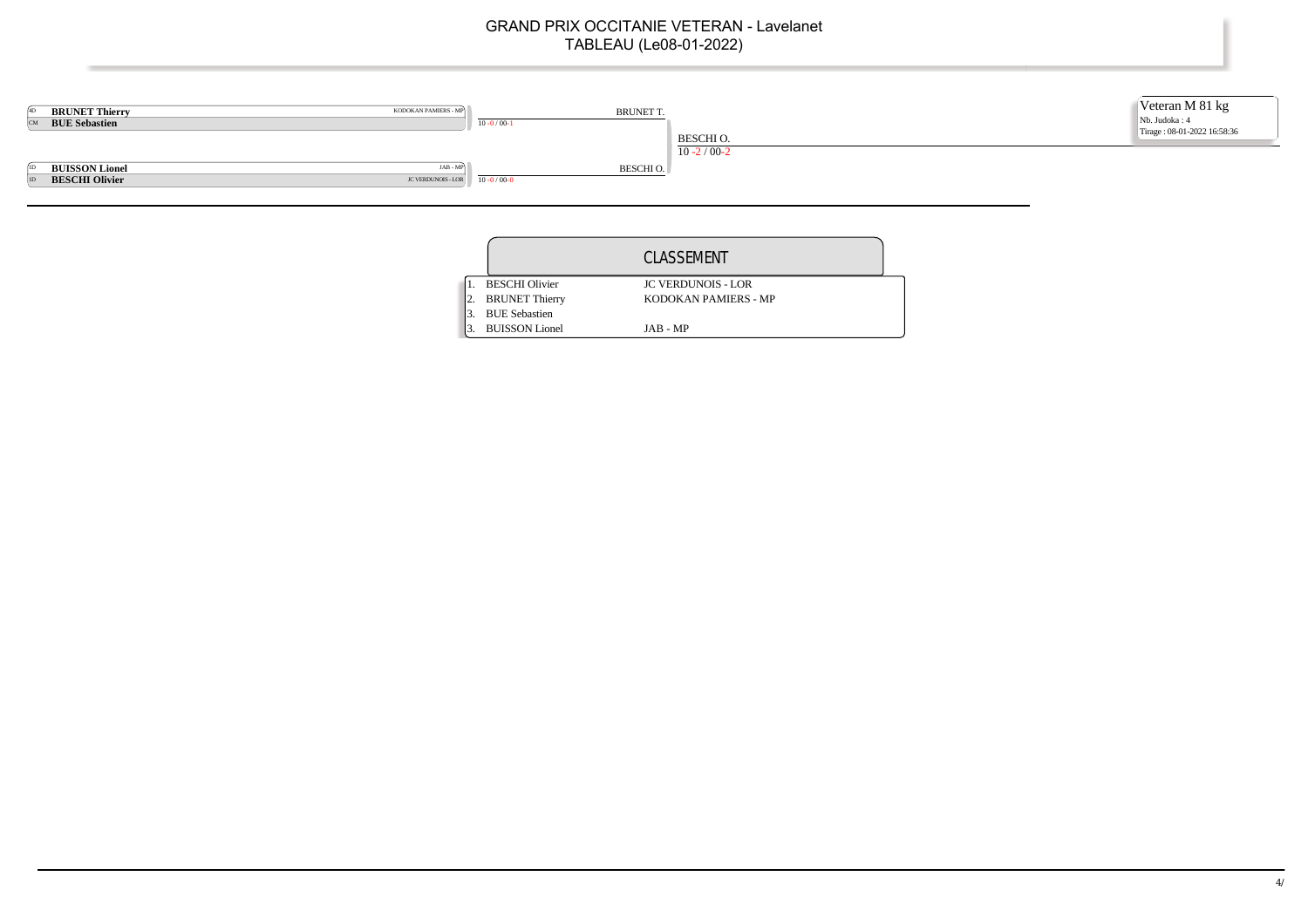# GRAND PRIX OCCITANIE VETERAN - Lavelanet
## TABLEAU (Le08-01-2022)

**Veteran M 81 kg**
Nb. Judoka : 4
Tirage : 08-01-2022 16:58:36

| Grade | Judoka | Club | Tour 1 | Finale |
|---|---|---|---|---|
| 4D | **BRUNET Thierry** | KODOKAN PAMIERS - MP | BRUNET T. | |
| CM | **BUE Sebastien** | | 10 -0 / 00-1 | |
| | | | | BESCHI O. |
| | | | | 10 -2 / 00-2 |
| 1D | **BUISSON Lionel** | JAB - MP | BESCHI O. | |
| 1D | **BESCHI Olivier** | JC VERDUNOIS - LOR | 10 -0 / 00-0 | |

## CLASSEMENT

| Rang | Judoka | Club |
|---|---|---|
| 1. | BESCHI Olivier | JC VERDUNOIS - LOR |
| 2. | BRUNET Thierry | KODOKAN PAMIERS - MP |
| 3. | BUE Sebastien | |
| 3. | BUISSON Lionel | JAB - MP |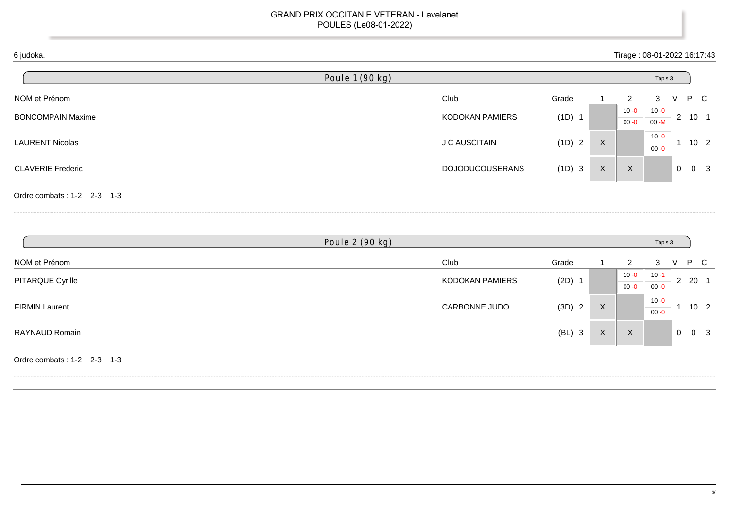GRAND PRIX OCCITANIE VETERAN - Lavelanet
POULES (Le08-01-2022)

6 judoka.

Tirage : 08-01-2022 16:17:43

## Poule 1 (90 kg)

Tapis 3

| NOM et Prénom | Club | Grade | | 1 | 2 | 3 | V | P | C |
|---|---|---|---|---|---|---|---|---|---|
| BONCOMPAIN Maxime | KODOKAN PAMIERS | (1D) | 1 | | 10 -0 / 00 -0 | 10 -0 / 00 -M | 2 | 10 | 1 |
| LAURENT Nicolas | J C AUSCITAIN | (1D) | 2 | X | | 10 -0 / 00 -0 | 1 | 10 | 2 |
| CLAVERIE Frederic | DOJODUCOUSERANS | (1D) | 3 | X | X | | 0 | 0 | 3 |

Ordre combats : 1-2 2-3 1-3

## Poule 2 (90 kg)

Tapis 3

| NOM et Prénom | Club | Grade | | 1 | 2 | 3 | V | P | C |
|---|---|---|---|---|---|---|---|---|---|
| PITARQUE Cyrille | KODOKAN PAMIERS | (2D) | 1 | | 10 -0 / 00 -0 | 10 -1 / 00 -0 | 2 | 20 | 1 |
| FIRMIN Laurent | CARBONNE JUDO | (3D) | 2 | X | | 10 -0 / 00 -0 | 1 | 10 | 2 |
| RAYNAUD Romain | | (BL) | 3 | X | X | | 0 | 0 | 3 |

Ordre combats : 1-2 2-3 1-3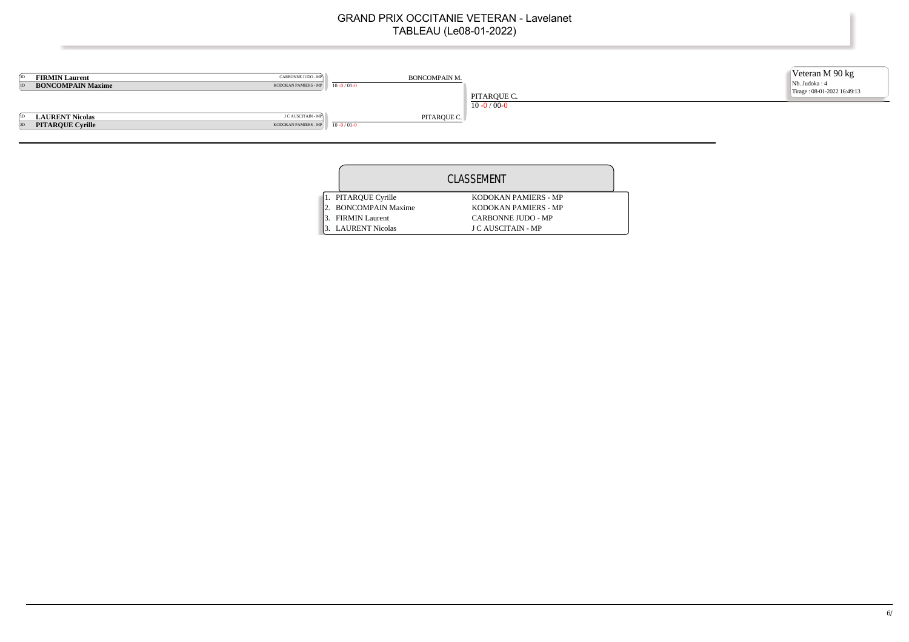# GRAND PRIX OCCITANIE VETERAN - Lavelanet

## TABLEAU (Le08-01-2022)

**Veteran M 90 kg**
Nb. Judoka : 4
Tirage : 08-01-2022 16:49:13

| | Judoka | Club |
|---|---|---|
| 3D | **FIRMIN Laurent** | CARBONNE JUDO - MP |
| 1D | **BONCOMPAIN Maxime** | KODOKAN PAMIERS - MP |
| 1D | **LAURENT Nicolas** | J C AUSCITAIN - MP |
| 2D | **PITARQUE Cyrille** | KODOKAN PAMIERS - MP |

| Combat | Vainqueur | Score |
|---|---|---|
| FIRMIN Laurent / BONCOMPAIN Maxime | BONCOMPAIN M. | 10 -0 / 01-0 |
| LAURENT Nicolas / PITARQUE Cyrille | PITARQUE C. | 10 -0 / 01-0 |
| BONCOMPAIN M. / PITARQUE C. | PITARQUE C. | 10 -0 / 00-0 |

## CLASSEMENT

| | Judoka | Club |
|---|---|---|
| 1. | PITARQUE Cyrille | KODOKAN PAMIERS - MP |
| 2. | BONCOMPAIN Maxime | KODOKAN PAMIERS - MP |
| 3. | FIRMIN Laurent | CARBONNE JUDO - MP |
| 3. | LAURENT Nicolas | J C AUSCITAIN - MP |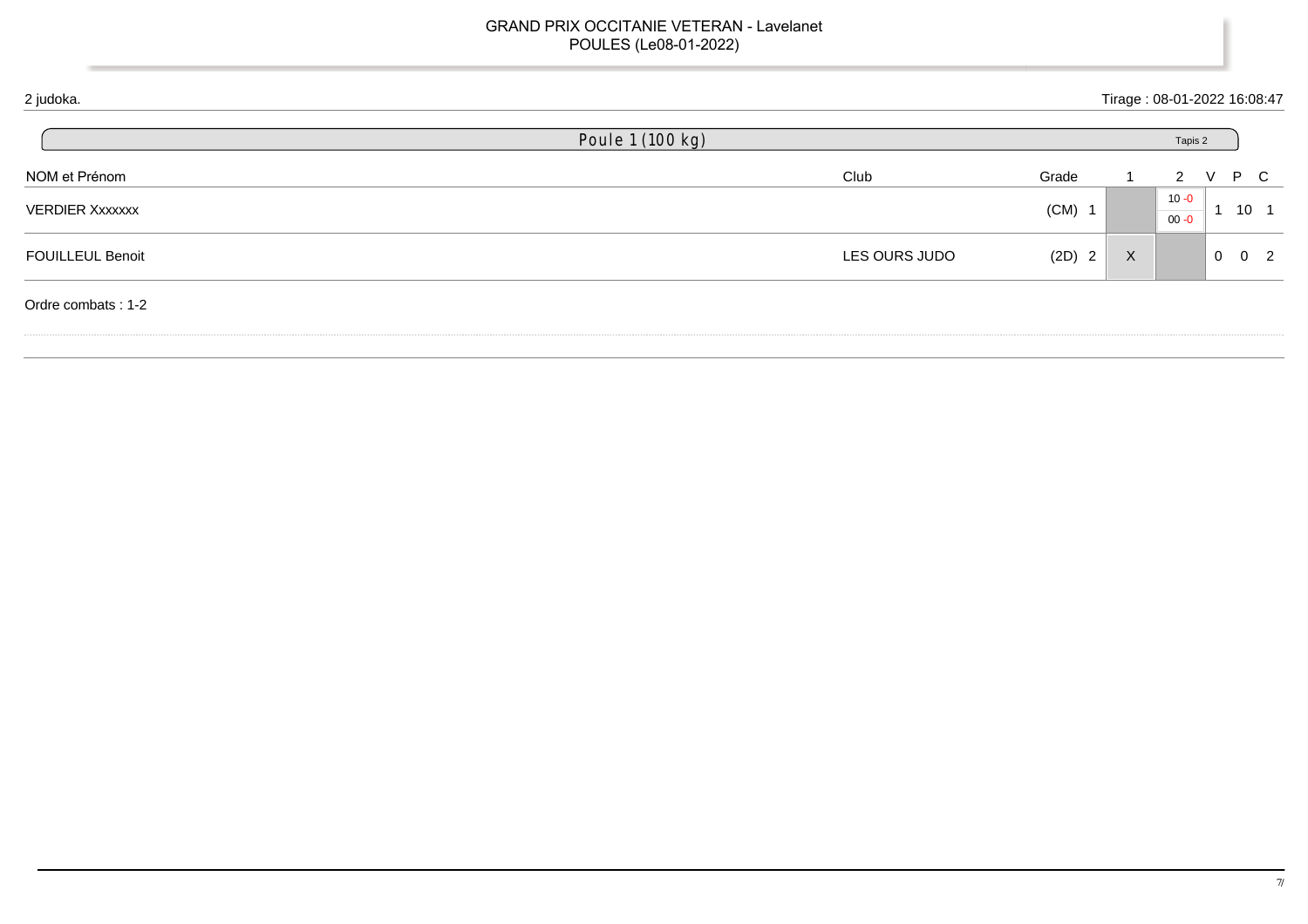GRAND PRIX OCCITANIE VETERAN - Lavelanet
POULES (Le08-01-2022)

2 judoka.

Tirage : 08-01-2022 16:08:47

## Poule 1 (100 kg)

Tapis 2

| NOM et Prénom | Club | Grade | 1 | 2 | V | P | C |
|---|---|---|---|---|---|---|---|
| VERDIER Xxxxxxx | | (CM) 1 | | 10 -0 / 00 -0 | 1 | 10 | 1 |
| FOUILLEUL Benoit | LES OURS JUDO | (2D) 2 | X | | 0 | 0 | 2 |

Ordre combats : 1-2